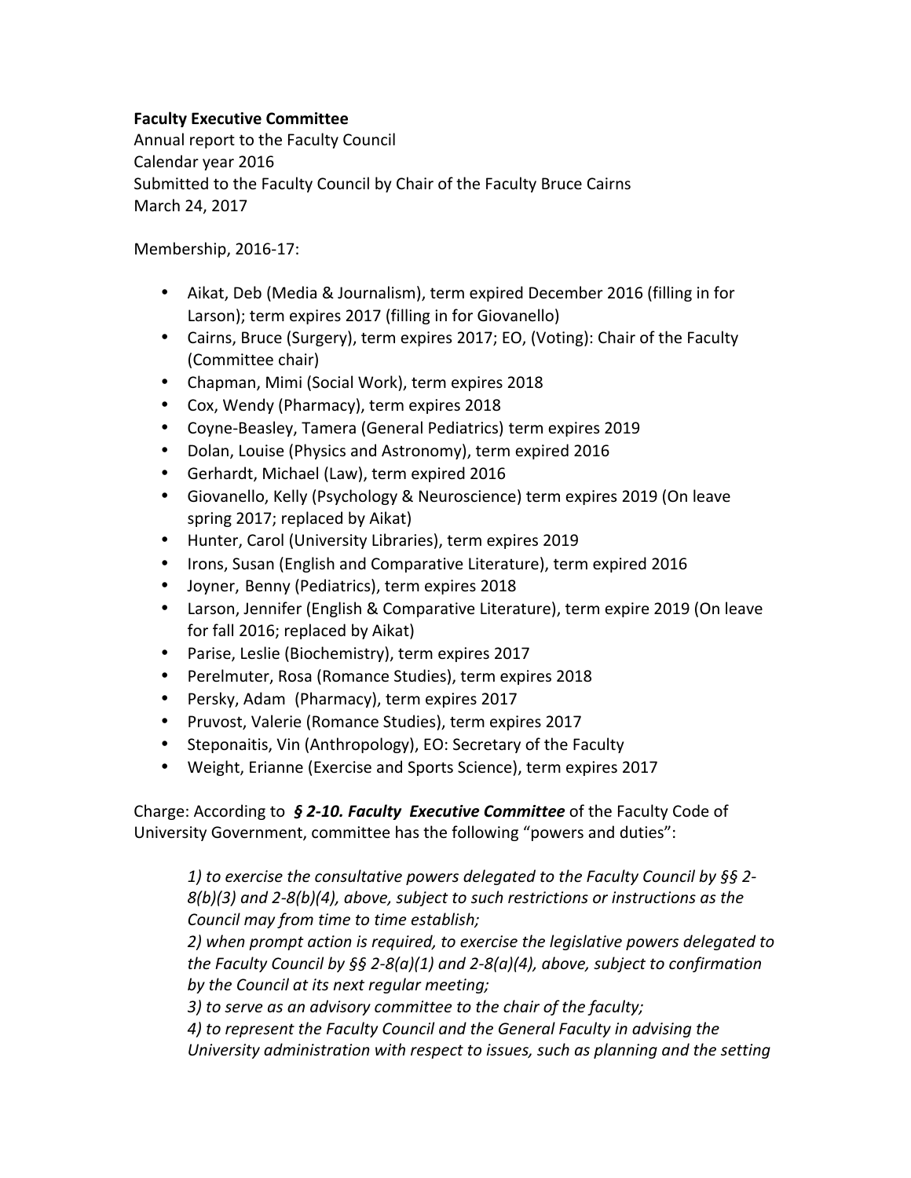**Faculty Executive Committee**
Annual report to the Faculty Council
Calendar year 2016
Submitted to the Faculty Council by Chair of the Faculty Bruce Cairns
March 24, 2017

Membership, 2016-17:

- Aikat, Deb (Media & Journalism), term expired December 2016 (filling in for Larson); term expires 2017 (filling in for Giovanello)
- Cairns, Bruce (Surgery), term expires 2017; EO, (Voting): Chair of the Faculty (Committee chair)
- Chapman, Mimi (Social Work), term expires 2018
- Cox, Wendy (Pharmacy), term expires 2018
- Coyne-Beasley, Tamera (General Pediatrics) term expires 2019
- Dolan, Louise (Physics and Astronomy), term expired 2016
- Gerhardt, Michael (Law), term expired 2016
- Giovanello, Kelly (Psychology & Neuroscience) term expires 2019 (On leave spring 2017; replaced by Aikat)
- Hunter, Carol (University Libraries), term expires 2019
- Irons, Susan (English and Comparative Literature), term expired 2016
- Joyner, Benny (Pediatrics), term expires 2018
- Larson, Jennifer (English & Comparative Literature), term expire 2019 (On leave for fall 2016; replaced by Aikat)
- Parise, Leslie (Biochemistry), term expires 2017
- Perelmuter, Rosa (Romance Studies), term expires 2018
- Persky, Adam (Pharmacy), term expires 2017
- Pruvost, Valerie (Romance Studies), term expires 2017
- Steponaitis, Vin (Anthropology), EO: Secretary of the Faculty
- Weight, Erianne (Exercise and Sports Science), term expires 2017

Charge: According to ***§ 2-10. Faculty Executive Committee*** of the Faculty Code of University Government, committee has the following "powers and duties":

> *1) to exercise the consultative powers delegated to the Faculty Council by §§ 2-8(b)(3) and 2-8(b)(4), above, subject to such restrictions or instructions as the Council may from time to time establish;*
> *2) when prompt action is required, to exercise the legislative powers delegated to the Faculty Council by §§ 2-8(a)(1) and 2-8(a)(4), above, subject to confirmation by the Council at its next regular meeting;*
> *3) to serve as an advisory committee to the chair of the faculty;*
> *4) to represent the Faculty Council and the General Faculty in advising the University administration with respect to issues, such as planning and the setting*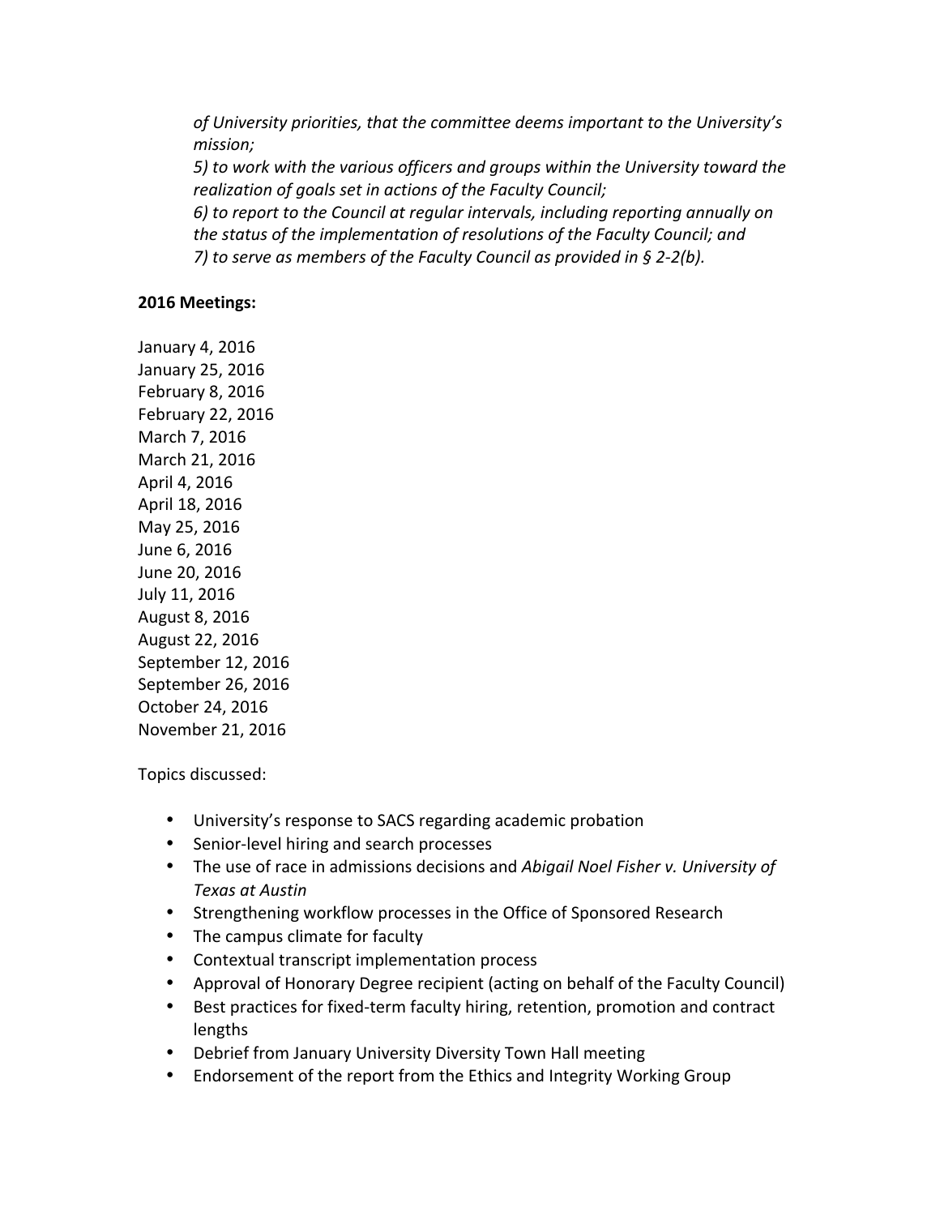*of University priorities, that the committee deems important to the University's mission;*
*5) to work with the various officers and groups within the University toward the realization of goals set in actions of the Faculty Council;*
*6) to report to the Council at regular intervals, including reporting annually on the status of the implementation of resolutions of the Faculty Council; and*
*7) to serve as members of the Faculty Council as provided in § 2-2(b).*

**2016 Meetings:**

January 4, 2016
January 25, 2016
February 8, 2016
February 22, 2016
March 7, 2016
March 21, 2016
April 4, 2016
April 18, 2016
May 25, 2016
June 6, 2016
June 20, 2016
July 11, 2016
August 8, 2016
August 22, 2016
September 12, 2016
September 26, 2016
October 24, 2016
November 21, 2016

Topics discussed:

- University's response to SACS regarding academic probation
- Senior-level hiring and search processes
- The use of race in admissions decisions and *Abigail Noel Fisher v. University of Texas at Austin*
- Strengthening workflow processes in the Office of Sponsored Research
- The campus climate for faculty
- Contextual transcript implementation process
- Approval of Honorary Degree recipient (acting on behalf of the Faculty Council)
- Best practices for fixed-term faculty hiring, retention, promotion and contract lengths
- Debrief from January University Diversity Town Hall meeting
- Endorsement of the report from the Ethics and Integrity Working Group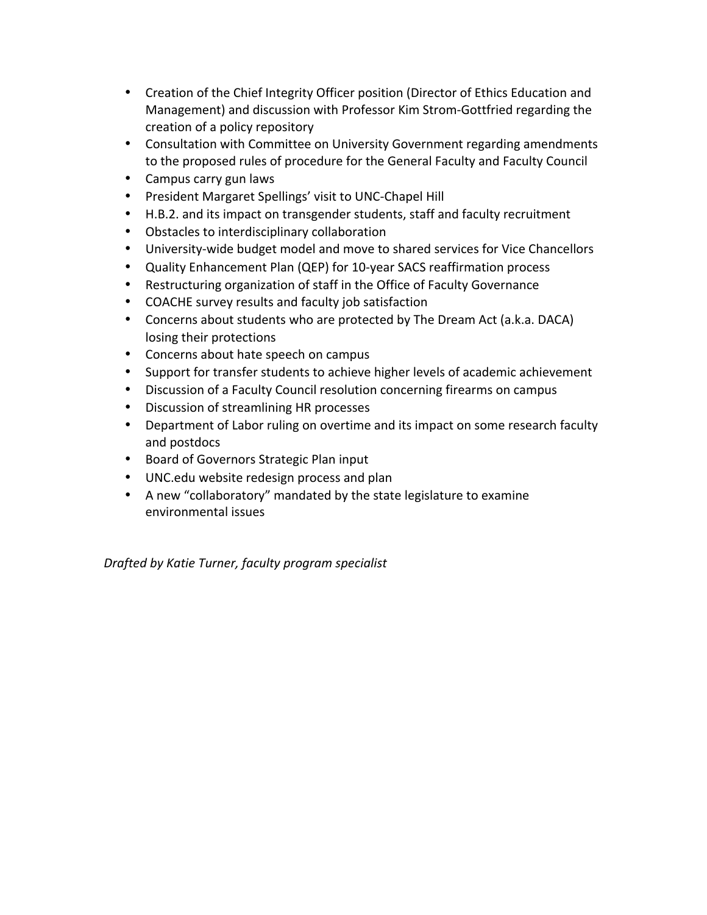- Creation of the Chief Integrity Officer position (Director of Ethics Education and Management) and discussion with Professor Kim Strom-Gottfried regarding the creation of a policy repository
- Consultation with Committee on University Government regarding amendments to the proposed rules of procedure for the General Faculty and Faculty Council
- Campus carry gun laws
- President Margaret Spellings' visit to UNC-Chapel Hill
- H.B.2. and its impact on transgender students, staff and faculty recruitment
- Obstacles to interdisciplinary collaboration
- University-wide budget model and move to shared services for Vice Chancellors
- Quality Enhancement Plan (QEP) for 10-year SACS reaffirmation process
- Restructuring organization of staff in the Office of Faculty Governance
- COACHE survey results and faculty job satisfaction
- Concerns about students who are protected by The Dream Act (a.k.a. DACA) losing their protections
- Concerns about hate speech on campus
- Support for transfer students to achieve higher levels of academic achievement
- Discussion of a Faculty Council resolution concerning firearms on campus
- Discussion of streamlining HR processes
- Department of Labor ruling on overtime and its impact on some research faculty and postdocs
- Board of Governors Strategic Plan input
- UNC.edu website redesign process and plan
- A new "collaboratory" mandated by the state legislature to examine environmental issues

*Drafted by Katie Turner, faculty program specialist*